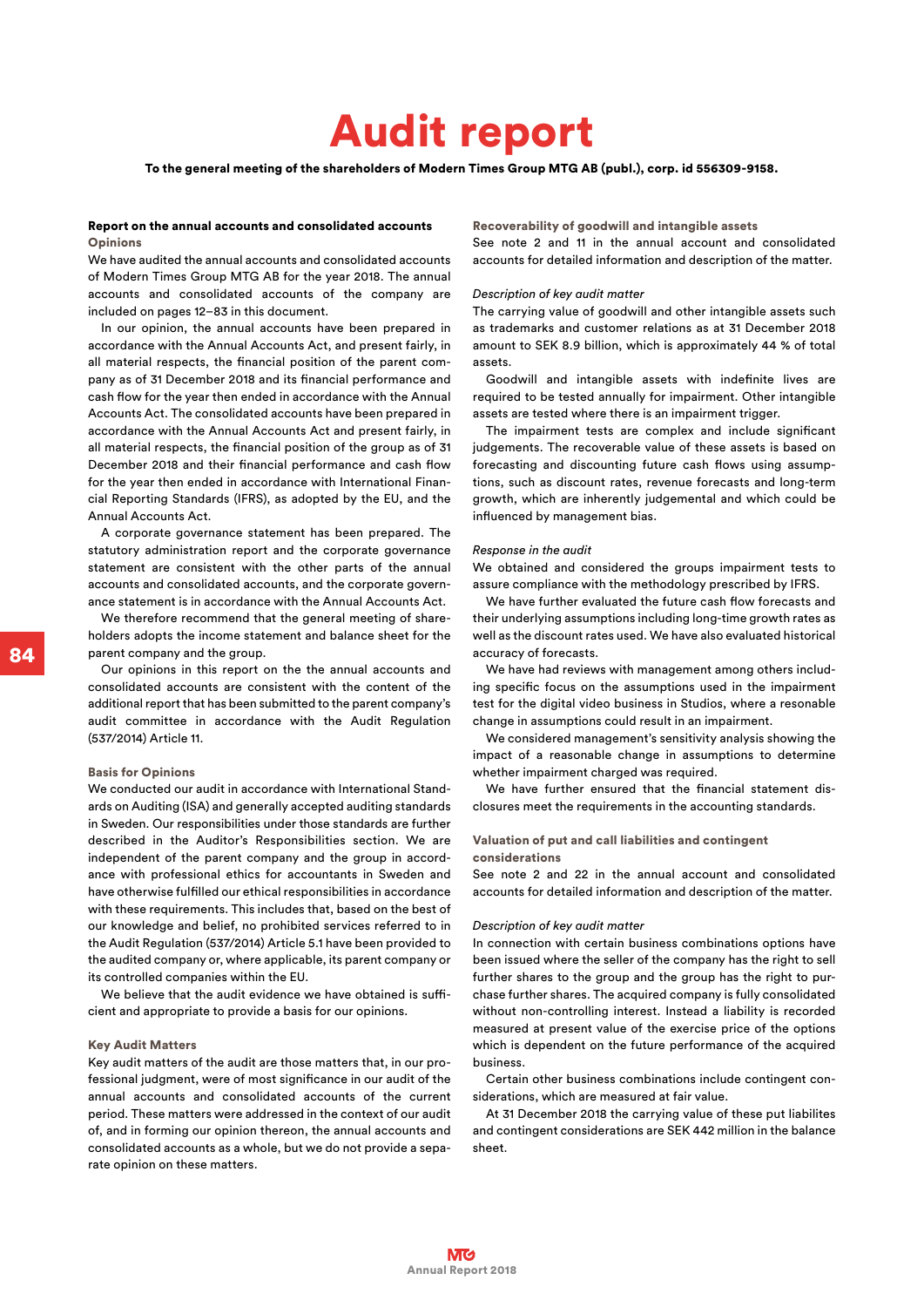# Audit report

**To the general meeting of the shareholders of Modern Times Group MTG AB (publ.), corp. id 556309-9158.**

## Report on the annual accounts and consolidated accounts

### Opinions

We have audited the annual accounts and consolidated accounts of Modern Times Group MTG AB for the year 2018. The annual accounts and consolidated accounts of the company are included on pages 12–83 in this document.

In our opinion, the annual accounts have been prepared in accordance with the Annual Accounts Act, and present fairly, in all material respects, the financial position of the parent company as of 31 December 2018 and its financial performance and cash flow for the year then ended in accordance with the Annual Accounts Act. The consolidated accounts have been prepared in accordance with the Annual Accounts Act and present fairly, in all material respects, the financial position of the group as of 31 December 2018 and their financial performance and cash flow for the year then ended in accordance with International Financial Reporting Standards (IFRS), as adopted by the EU, and the Annual Accounts Act.

A corporate governance statement has been prepared. The statutory administration report and the corporate governance statement are consistent with the other parts of the annual accounts and consolidated accounts, and the corporate governance statement is in accordance with the Annual Accounts Act.

We therefore recommend that the general meeting of shareholders adopts the income statement and balance sheet for the parent company and the group.

Our opinions in this report on the the annual accounts and consolidated accounts are consistent with the content of the additional report that has been submitted to the parent company's audit committee in accordance with the Audit Regulation (537/2014) Article 11.

### Basis for Opinions

We conducted our audit in accordance with International Standards on Auditing (ISA) and generally accepted auditing standards in Sweden. Our responsibilities under those standards are further described in the Auditor's Responsibilities section. We are independent of the parent company and the group in accordance with professional ethics for accountants in Sweden and have otherwise fulfilled our ethical responsibilities in accordance with these requirements. This includes that, based on the best of our knowledge and belief, no prohibited services referred to in the Audit Regulation (537/2014) Article 5.1 have been provided to the audited company or, where applicable, its parent company or its controlled companies within the EU.

We believe that the audit evidence we have obtained is sufficient and appropriate to provide a basis for our opinions.

### Key Audit Matters

Key audit matters of the audit are those matters that, in our professional judgment, were of most significance in our audit of the annual accounts and consolidated accounts of the current period. These matters were addressed in the context of our audit of, and in forming our opinion thereon, the annual accounts and consolidated accounts as a whole, but we do not provide a separate opinion on these matters.

### Recoverability of goodwill and intangible assets

See note 2 and 11 in the annual account and consolidated accounts for detailed information and description of the matter.

*Description of key audit matter*

The carrying value of goodwill and other intangible assets such as trademarks and customer relations as at 31 December 2018 amount to SEK 8.9 billion, which is approximately 44 % of total assets.

Goodwill and intangible assets with indefinite lives are required to be tested annually for impairment. Other intangible assets are tested where there is an impairment trigger.

The impairment tests are complex and include significant judgements. The recoverable value of these assets is based on forecasting and discounting future cash flows using assumptions, such as discount rates, revenue forecasts and long-term growth, which are inherently judgemental and which could be influenced by management bias.

*Response in the audit*

We obtained and considered the groups impairment tests to assure compliance with the methodology prescribed by IFRS.

We have further evaluated the future cash flow forecasts and their underlying assumptions including long-time growth rates as well as the discount rates used. We have also evaluated historical accuracy of forecasts.

We have had reviews with management among others including specific focus on the assumptions used in the impairment test for the digital video business in Studios, where a resonable change in assumptions could result in an impairment.

We considered management's sensitivity analysis showing the impact of a reasonable change in assumptions to determine whether impairment charged was required.

We have further ensured that the financial statement disclosures meet the requirements in the accounting standards.

### Valuation of put and call liabilities and contingent considerations

See note 2 and 22 in the annual account and consolidated accounts for detailed information and description of the matter.

*Description of key audit matter*

In connection with certain business combinations options have been issued where the seller of the company has the right to sell further shares to the group and the group has the right to purchase further shares. The acquired company is fully consolidated without non-controlling interest. Instead a liability is recorded measured at present value of the exercise price of the options which is dependent on the future performance of the acquired business.

Certain other business combinations include contingent considerations, which are measured at fair value.

At 31 December 2018 the carrying value of these put liabilites and contingent considerations are SEK 442 million in the balance sheet.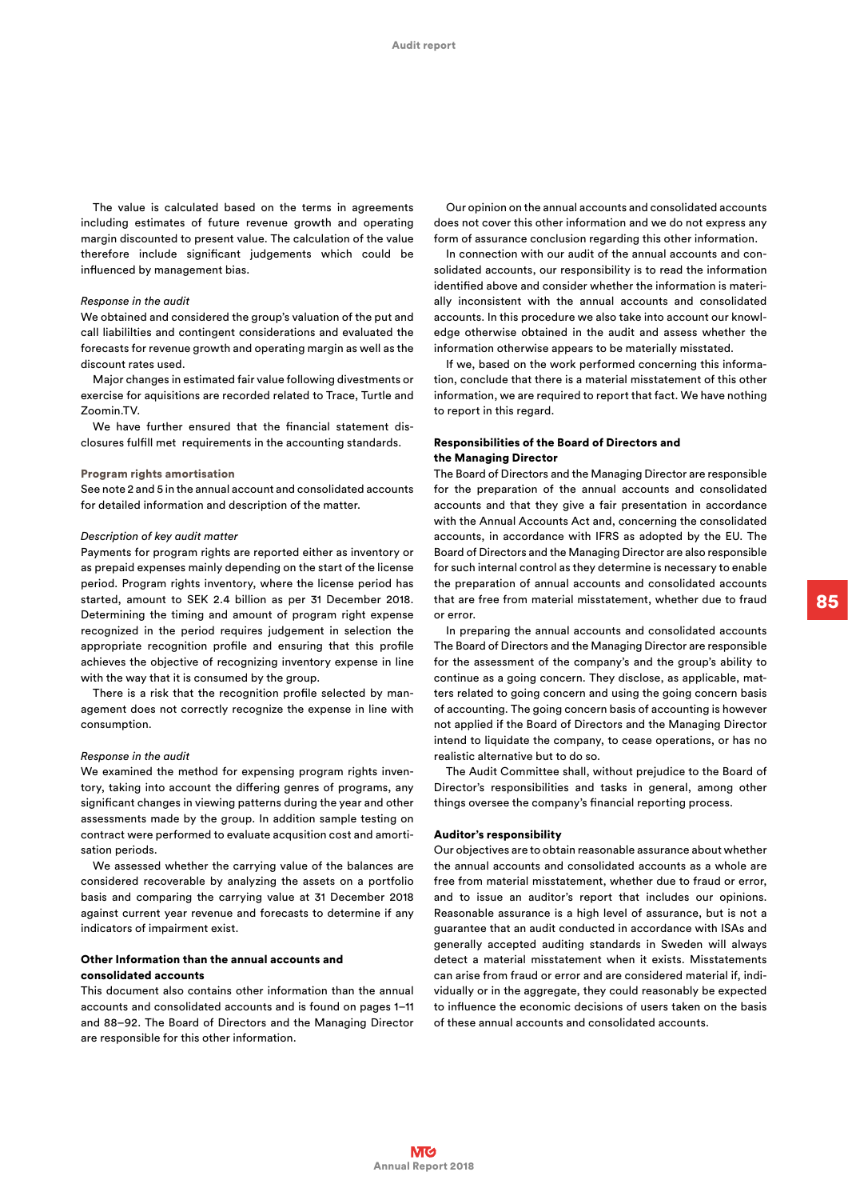The value is calculated based on the terms in agreements including estimates of future revenue growth and operating margin discounted to present value. The calculation of the value therefore include significant judgements which could be influenced by management bias.

*Response in the audit*

We obtained and considered the group's valuation of the put and call liabililties and contingent considerations and evaluated the forecasts for revenue growth and operating margin as well as the discount rates used.

Major changes in estimated fair value following divestments or exercise for aquisitions are recorded related to Trace, Turtle and Zoomin.TV.

We have further ensured that the financial statement disclosures fulfill met requirements in the accounting standards.

**Program rights amortisation**

See note 2 and 5 in the annual account and consolidated accounts for detailed information and description of the matter.

*Description of key audit matter*

Payments for program rights are reported either as inventory or as prepaid expenses mainly depending on the start of the license period. Program rights inventory, where the license period has started, amount to SEK 2.4 billion as per 31 December 2018. Determining the timing and amount of program right expense recognized in the period requires judgement in selection the appropriate recognition profile and ensuring that this profile achieves the objective of recognizing inventory expense in line with the way that it is consumed by the group.

There is a risk that the recognition profile selected by management does not correctly recognize the expense in line with consumption.

*Response in the audit*

We examined the method for expensing program rights inventory, taking into account the differing genres of programs, any significant changes in viewing patterns during the year and other assessments made by the group. In addition sample testing on contract were performed to evaluate acqusition cost and amortisation periods.

We assessed whether the carrying value of the balances are considered recoverable by analyzing the assets on a portfolio basis and comparing the carrying value at 31 December 2018 against current year revenue and forecasts to determine if any indicators of impairment exist.

**Other Information than the annual accounts and consolidated accounts**

This document also contains other information than the annual accounts and consolidated accounts and is found on pages 1–11 and 88–92. The Board of Directors and the Managing Director are responsible for this other information.

Our opinion on the annual accounts and consolidated accounts does not cover this other information and we do not express any form of assurance conclusion regarding this other information.

In connection with our audit of the annual accounts and consolidated accounts, our responsibility is to read the information identified above and consider whether the information is materially inconsistent with the annual accounts and consolidated accounts. In this procedure we also take into account our knowledge otherwise obtained in the audit and assess whether the information otherwise appears to be materially misstated.

If we, based on the work performed concerning this information, conclude that there is a material misstatement of this other information, we are required to report that fact. We have nothing to report in this regard.

**Responsibilities of the Board of Directors and the Managing Director**

The Board of Directors and the Managing Director are responsible for the preparation of the annual accounts and consolidated accounts and that they give a fair presentation in accordance with the Annual Accounts Act and, concerning the consolidated accounts, in accordance with IFRS as adopted by the EU. The Board of Directors and the Managing Director are also responsible for such internal control as they determine is necessary to enable the preparation of annual accounts and consolidated accounts that are free from material misstatement, whether due to fraud or error.

In preparing the annual accounts and consolidated accounts The Board of Directors and the Managing Director are responsible for the assessment of the company's and the group's ability to continue as a going concern. They disclose, as applicable, matters related to going concern and using the going concern basis of accounting. The going concern basis of accounting is however not applied if the Board of Directors and the Managing Director intend to liquidate the company, to cease operations, or has no realistic alternative but to do so.

The Audit Committee shall, without prejudice to the Board of Director's responsibilities and tasks in general, among other things oversee the company's financial reporting process.

**Auditor's responsibility**

Our objectives are to obtain reasonable assurance about whether the annual accounts and consolidated accounts as a whole are free from material misstatement, whether due to fraud or error, and to issue an auditor's report that includes our opinions. Reasonable assurance is a high level of assurance, but is not a guarantee that an audit conducted in accordance with ISAs and generally accepted auditing standards in Sweden will always detect a material misstatement when it exists. Misstatements can arise from fraud or error and are considered material if, individually or in the aggregate, they could reasonably be expected to influence the economic decisions of users taken on the basis of these annual accounts and consolidated accounts.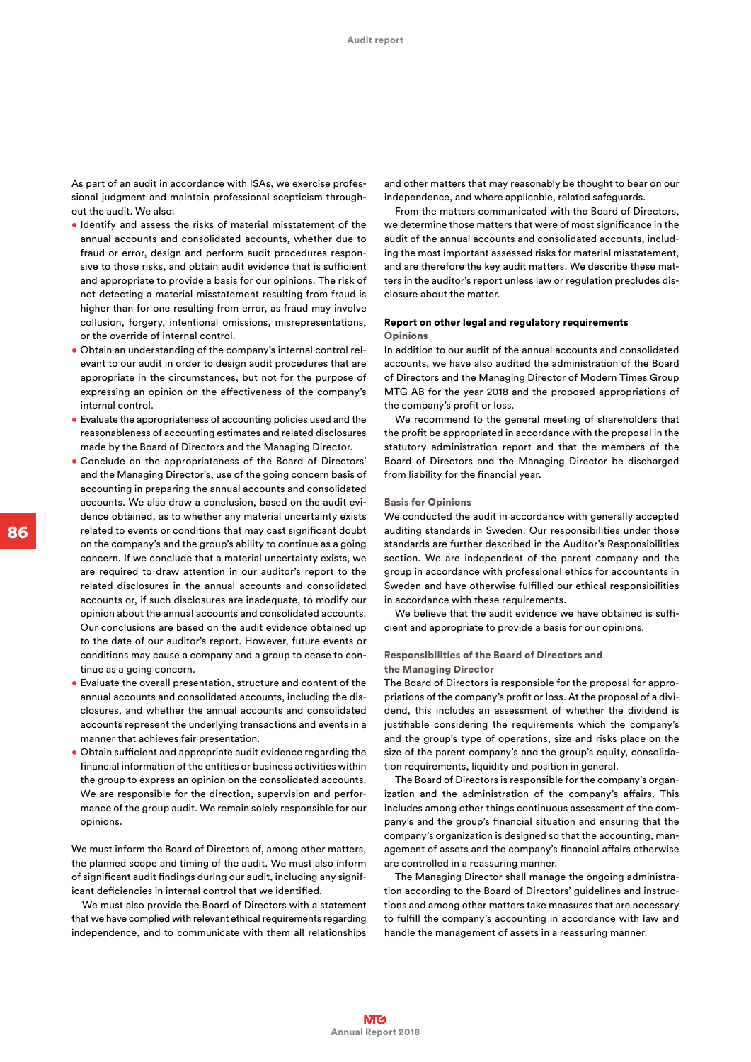As part of an audit in accordance with ISAs, we exercise professional judgment and maintain professional scepticism throughout the audit. We also:

- Identify and assess the risks of material misstatement of the annual accounts and consolidated accounts, whether due to fraud or error, design and perform audit procedures responsive to those risks, and obtain audit evidence that is sufficient and appropriate to provide a basis for our opinions. The risk of not detecting a material misstatement resulting from fraud is higher than for one resulting from error, as fraud may involve collusion, forgery, intentional omissions, misrepresentations, or the override of internal control.
- Obtain an understanding of the company's internal control relevant to our audit in order to design audit procedures that are appropriate in the circumstances, but not for the purpose of expressing an opinion on the effectiveness of the company's internal control.
- Evaluate the appropriateness of accounting policies used and the reasonableness of accounting estimates and related disclosures made by the Board of Directors and the Managing Director.
- Conclude on the appropriateness of the Board of Directors' and the Managing Director's, use of the going concern basis of accounting in preparing the annual accounts and consolidated accounts. We also draw a conclusion, based on the audit evidence obtained, as to whether any material uncertainty exists related to events or conditions that may cast significant doubt on the company's and the group's ability to continue as a going concern. If we conclude that a material uncertainty exists, we are required to draw attention in our auditor's report to the related disclosures in the annual accounts and consolidated accounts or, if such disclosures are inadequate, to modify our opinion about the annual accounts and consolidated accounts. Our conclusions are based on the audit evidence obtained up to the date of our auditor's report. However, future events or conditions may cause a company and a group to cease to continue as a going concern.
- Evaluate the overall presentation, structure and content of the annual accounts and consolidated accounts, including the disclosures, and whether the annual accounts and consolidated accounts represent the underlying transactions and events in a manner that achieves fair presentation.
- Obtain sufficient and appropriate audit evidence regarding the financial information of the entities or business activities within the group to express an opinion on the consolidated accounts. We are responsible for the direction, supervision and performance of the group audit. We remain solely responsible for our opinions.

We must inform the Board of Directors of, among other matters, the planned scope and timing of the audit. We must also inform of significant audit findings during our audit, including any significant deficiencies in internal control that we identified.

We must also provide the Board of Directors with a statement that we have complied with relevant ethical requirements regarding independence, and to communicate with them all relationships and other matters that may reasonably be thought to bear on our independence, and where applicable, related safeguards.

From the matters communicated with the Board of Directors, we determine those matters that were of most significance in the audit of the annual accounts and consolidated accounts, including the most important assessed risks for material misstatement, and are therefore the key audit matters. We describe these matters in the auditor's report unless law or regulation precludes disclosure about the matter.

## Report on other legal and regulatory requirements

### Opinions

In addition to our audit of the annual accounts and consolidated accounts, we have also audited the administration of the Board of Directors and the Managing Director of Modern Times Group MTG AB for the year 2018 and the proposed appropriations of the company's profit or loss.

We recommend to the general meeting of shareholders that the profit be appropriated in accordance with the proposal in the statutory administration report and that the members of the Board of Directors and the Managing Director be discharged from liability for the financial year.

### Basis for Opinions

We conducted the audit in accordance with generally accepted auditing standards in Sweden. Our responsibilities under those standards are further described in the Auditor's Responsibilities section. We are independent of the parent company and the group in accordance with professional ethics for accountants in Sweden and have otherwise fulfilled our ethical responsibilities in accordance with these requirements.

We believe that the audit evidence we have obtained is sufficient and appropriate to provide a basis for our opinions.

### Responsibilities of the Board of Directors and the Managing Director

The Board of Directors is responsible for the proposal for appropriations of the company's profit or loss. At the proposal of a dividend, this includes an assessment of whether the dividend is justifiable considering the requirements which the company's and the group's type of operations, size and risks place on the size of the parent company's and the group's equity, consolidation requirements, liquidity and position in general.

The Board of Directors is responsible for the company's organization and the administration of the company's affairs. This includes among other things continuous assessment of the company's and the group's financial situation and ensuring that the company's organization is designed so that the accounting, management of assets and the company's financial affairs otherwise are controlled in a reassuring manner.

The Managing Director shall manage the ongoing administration according to the Board of Directors' guidelines and instructions and among other matters take measures that are necessary to fulfill the company's accounting in accordance with law and handle the management of assets in a reassuring manner.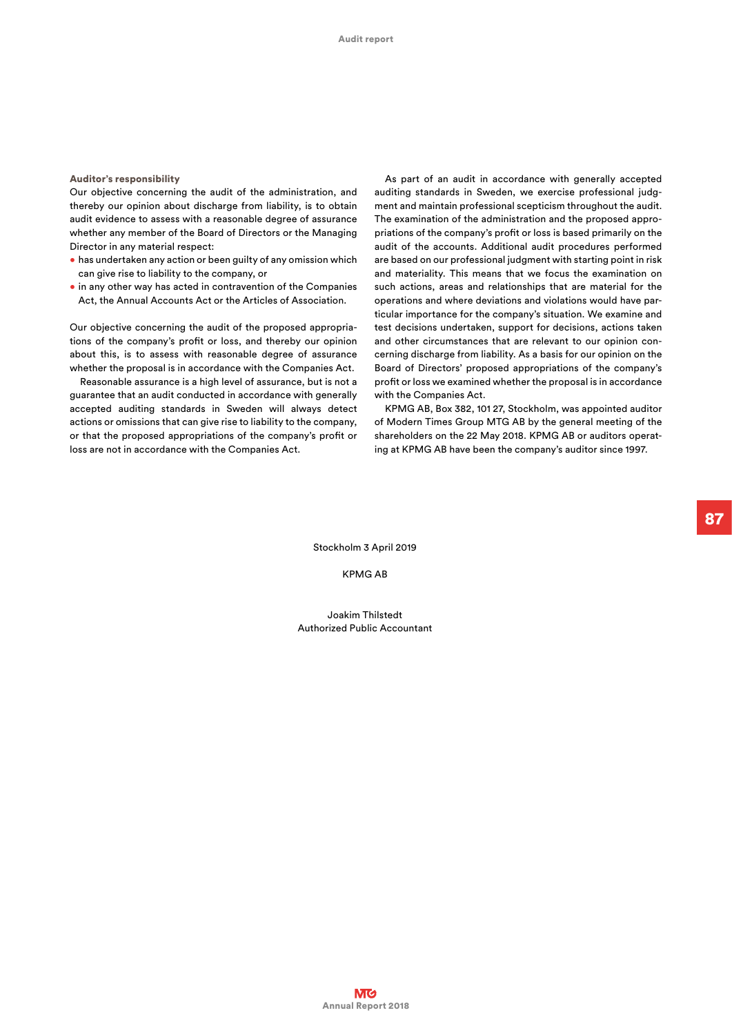### Auditor's responsibility

Our objective concerning the audit of the administration, and thereby our opinion about discharge from liability, is to obtain audit evidence to assess with a reasonable degree of assurance whether any member of the Board of Directors or the Managing Director in any material respect:

- has undertaken any action or been guilty of any omission which can give rise to liability to the company, or
- in any other way has acted in contravention of the Companies Act, the Annual Accounts Act or the Articles of Association.

Our objective concerning the audit of the proposed appropriations of the company's profit or loss, and thereby our opinion about this, is to assess with reasonable degree of assurance whether the proposal is in accordance with the Companies Act.

Reasonable assurance is a high level of assurance, but is not a guarantee that an audit conducted in accordance with generally accepted auditing standards in Sweden will always detect actions or omissions that can give rise to liability to the company, or that the proposed appropriations of the company's profit or loss are not in accordance with the Companies Act.

As part of an audit in accordance with generally accepted auditing standards in Sweden, we exercise professional judgment and maintain professional scepticism throughout the audit. The examination of the administration and the proposed appropriations of the company's profit or loss is based primarily on the audit of the accounts. Additional audit procedures performed are based on our professional judgment with starting point in risk and materiality. This means that we focus the examination on such actions, areas and relationships that are material for the operations and where deviations and violations would have particular importance for the company's situation. We examine and test decisions undertaken, support for decisions, actions taken and other circumstances that are relevant to our opinion concerning discharge from liability. As a basis for our opinion on the Board of Directors' proposed appropriations of the company's profit or loss we examined whether the proposal is in accordance with the Companies Act.

KPMG AB, Box 382, 101 27, Stockholm, was appointed auditor of Modern Times Group MTG AB by the general meeting of the shareholders on the 22 May 2018. KPMG AB or auditors operating at KPMG AB have been the company's auditor since 1997.

Stockholm 3 April 2019

KPMG AB

Joakim Thilstedt
Authorized Public Accountant